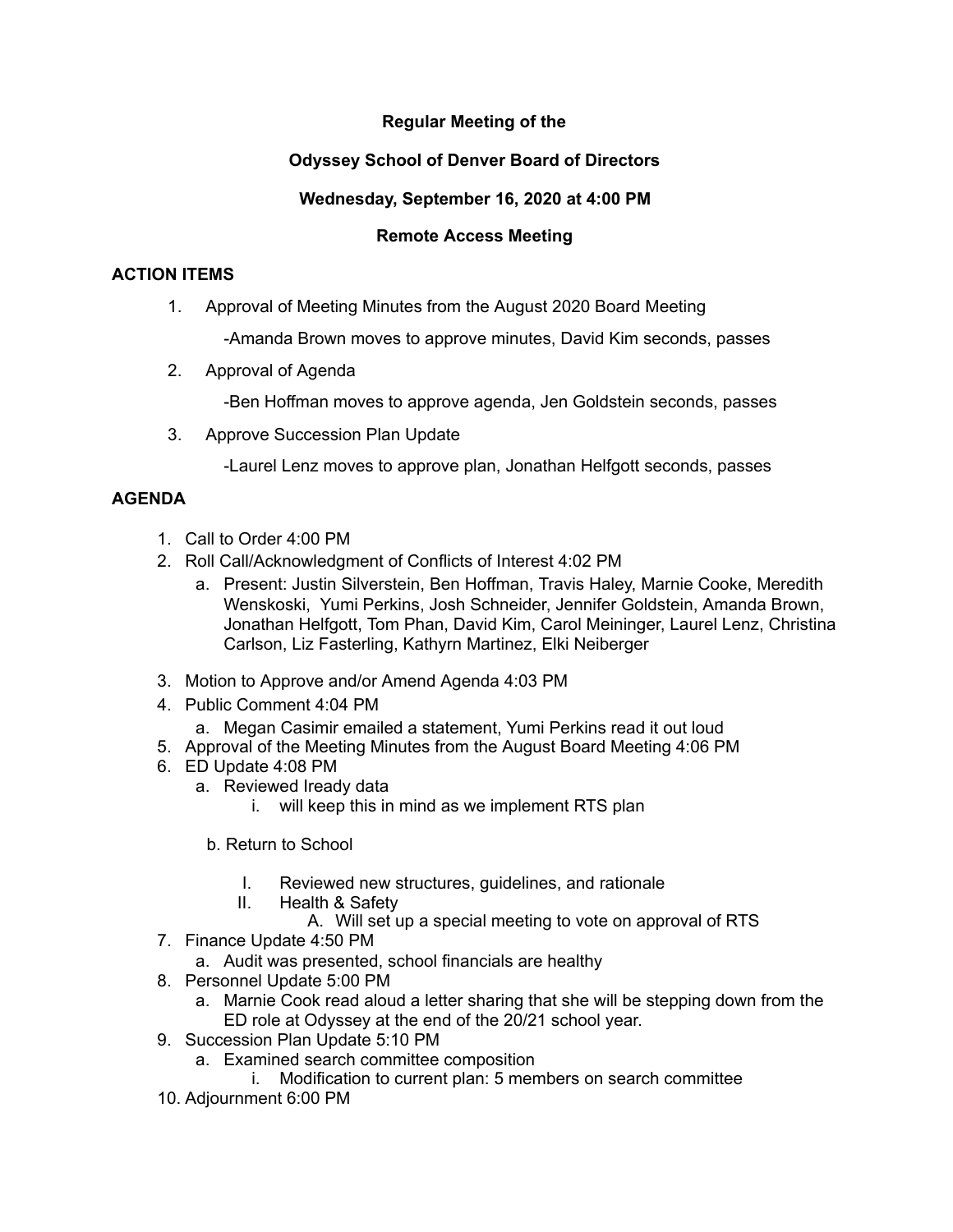**Regular Meeting of the**

**Odyssey School of Denver Board of Directors**

**Wednesday, September 16, 2020 at 4:00 PM**

**Remote Access Meeting**

## ACTION ITEMS

1. Approval of Meeting Minutes from the August 2020 Board Meeting

   -Amanda Brown moves to approve minutes, David Kim seconds, passes

2. Approval of Agenda

   -Ben Hoffman moves to approve agenda, Jen Goldstein seconds, passes

3. Approve Succession Plan Update

   -Laurel Lenz moves to approve plan, Jonathan Helfgott seconds, passes

## AGENDA

1. Call to Order 4:00 PM
2. Roll Call/Acknowledgment of Conflicts of Interest 4:02 PM
   a. Present: Justin Silverstein, Ben Hoffman, Travis Haley, Marnie Cooke, Meredith Wenskoski, Yumi Perkins, Josh Schneider, Jennifer Goldstein, Amanda Brown, Jonathan Helfgott, Tom Phan, David Kim, Carol Meininger, Laurel Lenz, Christina Carlson, Liz Fasterling, Kathyrn Martinez, Elki Neiberger
3. Motion to Approve and/or Amend Agenda 4:03 PM
4. Public Comment 4:04 PM
   a. Megan Casimir emailed a statement, Yumi Perkins read it out loud
5. Approval of the Meeting Minutes from the August Board Meeting 4:06 PM
6. ED Update 4:08 PM
   a. Reviewed Iready data
      i. will keep this in mind as we implement RTS plan

   b. Return to School

      I. Reviewed new structures, guidelines, and rationale
      II. Health & Safety
         A. Will set up a special meeting to vote on approval of RTS
7. Finance Update 4:50 PM
   a. Audit was presented, school financials are healthy
8. Personnel Update 5:00 PM
   a. Marnie Cook read aloud a letter sharing that she will be stepping down from the ED role at Odyssey at the end of the 20/21 school year.
9. Succession Plan Update 5:10 PM
   a. Examined search committee composition
      i. Modification to current plan: 5 members on search committee
10. Adjournment 6:00 PM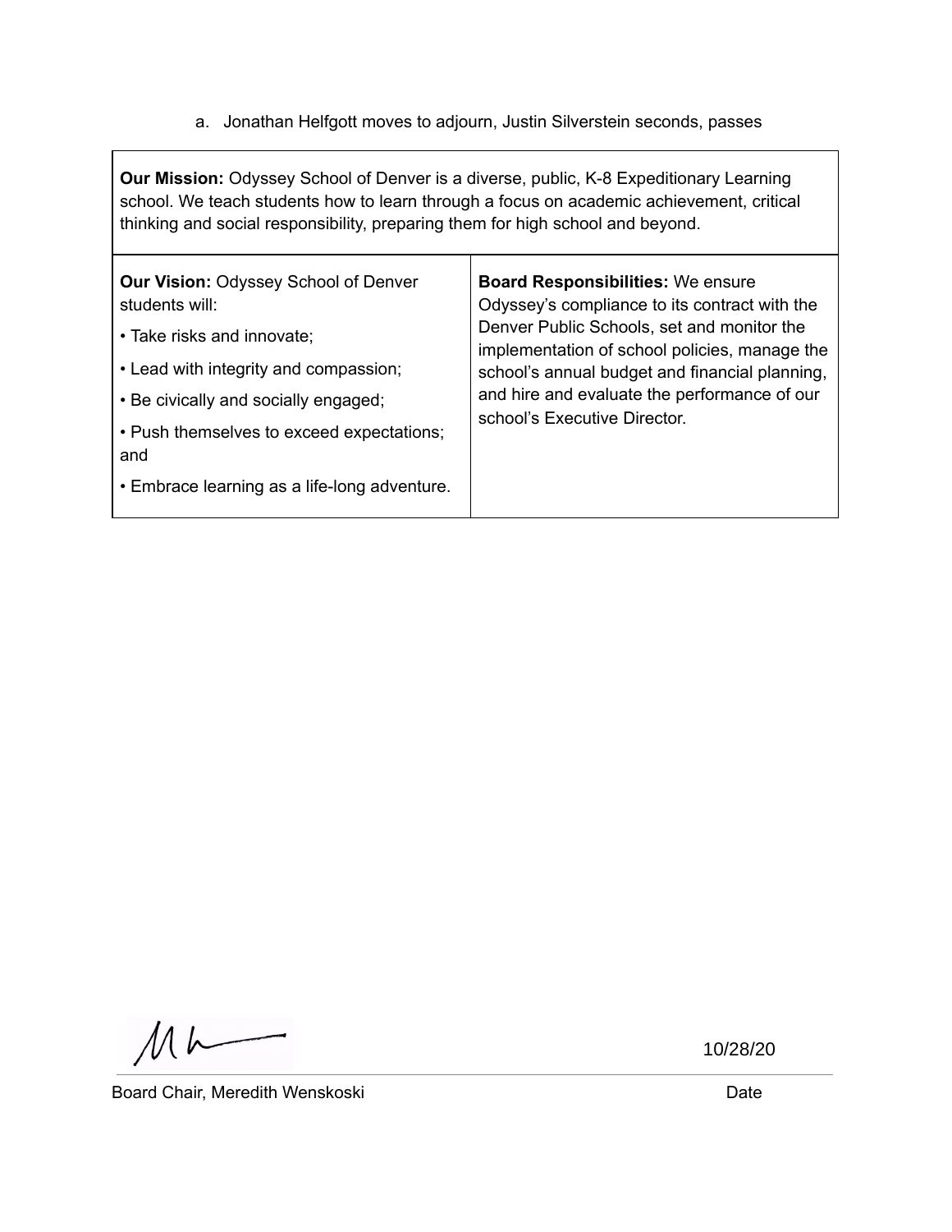a. Jonathan Helfgott moves to adjourn, Justin Silverstein seconds, passes

| | |
|---|---|
| **Our Mission:** Odyssey School of Denver is a diverse, public, K-8 Expeditionary Learning school. We teach students how to learn through a focus on academic achievement, critical thinking and social responsibility, preparing them for high school and beyond. | |
| **Our Vision:** Odyssey School of Denver students will:<br>• Take risks and innovate;<br>• Lead with integrity and compassion;<br>• Be civically and socially engaged;<br>• Push themselves to exceed expectations; and<br>• Embrace learning as a life-long adventure. | **Board Responsibilities:** We ensure Odyssey's compliance to its contract with the Denver Public Schools, set and monitor the implementation of school policies, manage the school's annual budget and financial planning, and hire and evaluate the performance of our school's Executive Director. |

10/28/20

Board Chair, Meredith Wenskoski — Date